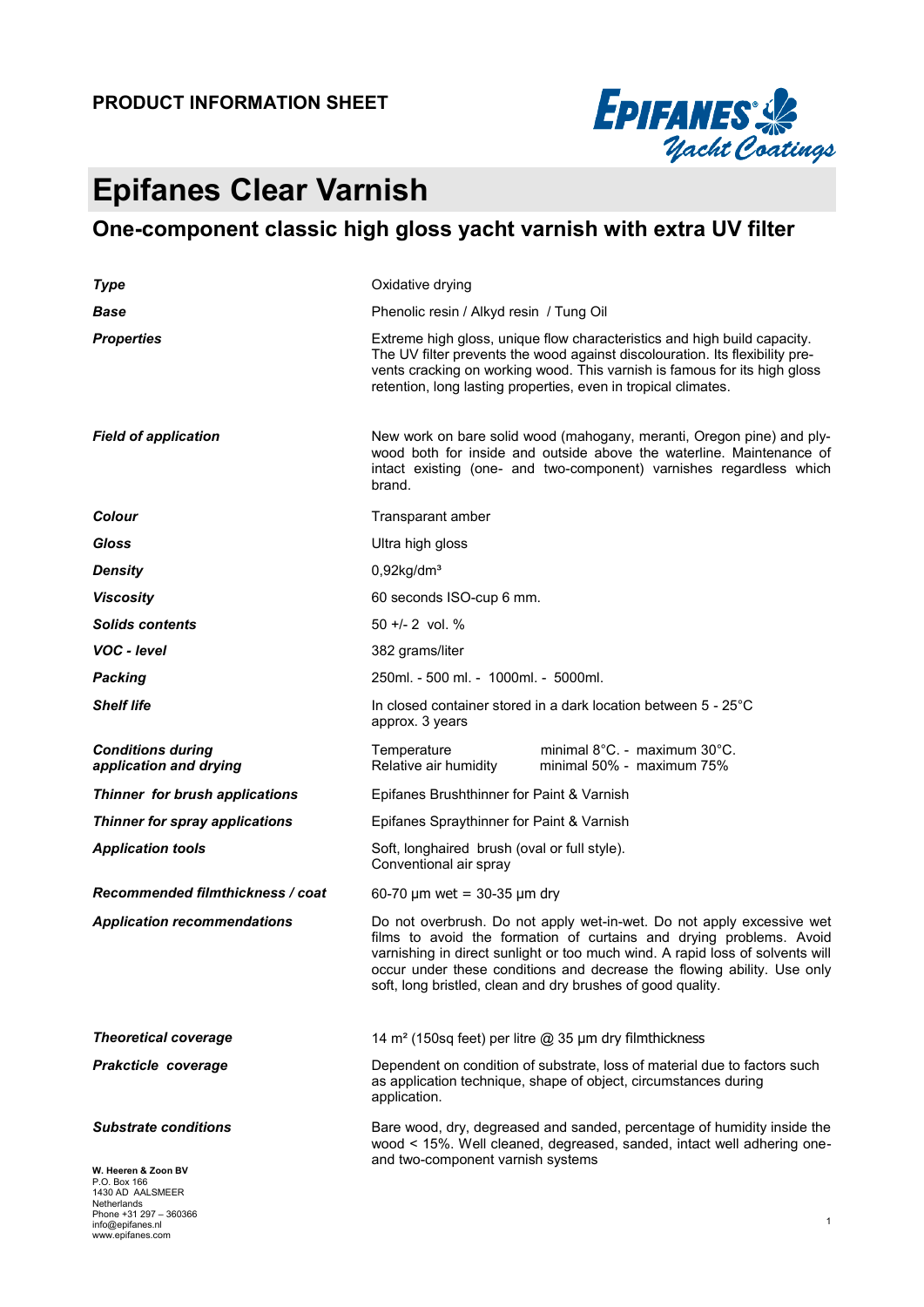**PRODUCT INFORMATION SHEET**

# Epifanes Clear Varnish

## One-component classic high gloss yacht varnish with extra UV filter

| | |
|---|---|
| ***Type*** | Oxidative drying |
| ***Base*** | Phenolic resin / Alkyd resin / Tung Oil |
| ***Properties*** | Extreme high gloss, unique flow characteristics and high build capacity. The UV filter prevents the wood against discolouration. Its flexibility prevents cracking on working wood. This varnish is famous for its high gloss retention, long lasting properties, even in tropical climates. |
| ***Field of application*** | New work on bare solid wood (mahogany, meranti, Oregon pine) and plywood both for inside and outside above the waterline. Maintenance of intact existing (one- and two-component) varnishes regardless which brand. |
| ***Colour*** | Transparant amber |
| ***Gloss*** | Ultra high gloss |
| ***Density*** | 0,92kg/dm³ |
| ***Viscosity*** | 60 seconds ISO-cup 6 mm. |
| ***Solids contents*** | 50 +/- 2 vol. % |
| ***VOC - level*** | 382 grams/liter |
| ***Packing*** | 250ml. - 500 ml. - 1000ml. - 5000ml. |
| ***Shelf life*** | In closed container stored in a dark location between 5 - 25°C approx. 3 years |
| ***Conditions during application and drying*** | Temperature: minimal 8°C. - maximum 30°C.<br>Relative air humidity: minimal 50% - maximum 75% |
| ***Thinner for brush applications*** | Epifanes Brushthinner for Paint & Varnish |
| ***Thinner for spray applications*** | Epifanes Spraythinner for Paint & Varnish |
| ***Application tools*** | Soft, longhaired brush (oval or full style).<br>Conventional air spray |
| ***Recommended filmthickness / coat*** | 60-70 µm wet = 30-35 µm dry |
| ***Application recommendations*** | Do not overbrush. Do not apply wet-in-wet. Do not apply excessive wet films to avoid the formation of curtains and drying problems. Avoid varnishing in direct sunlight or too much wind. A rapid loss of solvents will occur under these conditions and decrease the flowing ability. Use only soft, long bristled, clean and dry brushes of good quality. |
| ***Theoretical coverage*** | 14 m² (150sq feet) per litre @ 35 µm dry filmthickness |
| ***Prakcticle coverage*** | Dependent on condition of substrate, loss of material due to factors such as application technique, shape of object, circumstances during application. |
| ***Substrate conditions*** | Bare wood, dry, degreased and sanded, percentage of humidity inside the wood < 15%. Well cleaned, degreased, sanded, intact well adhering one- and two-component varnish systems |

**W. Heeren & Zoon BV**
P.O. Box 166
1430 AD AALSMEER
Netherlands
Phone +31 297 – 360366
info@epifanes.nl
www.epifanes.com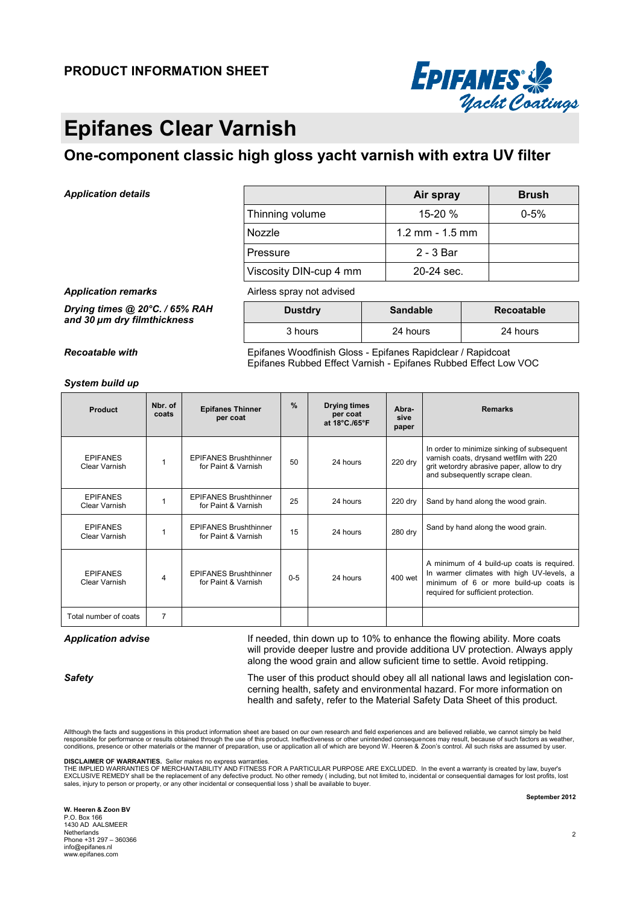## PRODUCT INFORMATION SHEET

# Epifanes Clear Varnish

## One-component classic high gloss yacht varnish with extra UV filter

***Application details***

| | Air spray | Brush |
|---|---|---|
| Thinning volume | 15-20 % | 0-5% |
| Nozzle | 1.2 mm - 1.5 mm | |
| Pressure | 2 - 3 Bar | |
| Viscosity DIN-cup 4 mm | 20-24 sec. | |

***Application remarks***

Airless spray not advised

***Drying times @ 20°C. / 65% RAH and 30 µm dry filmthickness***

| Dustdry | Sandable | Recoatable |
|---|---|---|
| 3 hours | 24 hours | 24 hours |

***Recoatable with***

Epifanes Woodfinish Gloss - Epifanes Rapidclear / Rapidcoat
Epifanes Rubbed Effect Varnish - Epifanes Rubbed Effect Low VOC

***System build up***

| Product | Nbr. of coats | Epifanes Thinner per coat | % | Drying times per coat at 18°C./65°F | Abra-sive paper | Remarks |
|---|---|---|---|---|---|---|
| EPIFANES Clear Varnish | 1 | EPIFANES Brushthinner for Paint & Varnish | 50 | 24 hours | 220 dry | In order to minimize sinking of subsequent varnish coats, drysand wetfilm with 220 grit wetordry abrasive paper, allow to dry and subsequently scrape clean. |
| EPIFANES Clear Varnish | 1 | EPIFANES Brushthinner for Paint & Varnish | 25 | 24 hours | 220 dry | Sand by hand along the wood grain. |
| EPIFANES Clear Varnish | 1 | EPIFANES Brushthinner for Paint & Varnish | 15 | 24 hours | 280 dry | Sand by hand along the wood grain. |
| EPIFANES Clear Varnish | 4 | EPIFANES Brushthinner for Paint & Varnish | 0-5 | 24 hours | 400 wet | A minimum of 4 build-up coats is required. In warmer climates with high UV-levels, a minimum of 6 or more build-up coats is required for sufficient protection. |
| Total number of coats | 7 | | | | | |

***Application advise***

If needed, thin down up to 10% to enhance the flowing ability. More coats will provide deeper lustre and provide additiona UV protection. Always apply along the wood grain and allow suficient time to settle. Avoid retipping.

***Safety***

The user of this product should obey all all national laws and legislation concerning health, safety and environmental hazard. For more information on health and safety, refer to the Material Safety Data Sheet of this product.

Allthough the facts and suggestions in this product information sheet are based on our own research and field experiences and are believed reliable, we cannot simply be held responsible for performance or results obtained through the use of this product. Ineffectiveness or other unintended consequences may result, because of such factors as weather, conditions, presence or other materials or the manner of preparation, use or application all of which are beyond W. Heeren & Zoon's control. All such risks are assumed by user.

**DISCLAIMER OF WARRANTIES.** Seller makes no express warranties.
THE IMPLIED WARRANTIES OF MERCHANTABILITY AND FITNESS FOR A PARTICULAR PURPOSE ARE EXCLUDED. In the event a warranty is created by law, buyer's EXCLUSIVE REMEDY shall be the replacement of any defective product. No other remedy ( including, but not limited to, incidental or consequential damages for lost profits, lost sales, injury to person or property, or any other incidental or consequential loss ) shall be available to buyer.

**September 2012**

**W. Heeren & Zoon BV**
P.O. Box 166
1430 AD AALSMEER
Netherlands
Phone +31 297 – 360366
info@epifanes.nl
www.epifanes.com